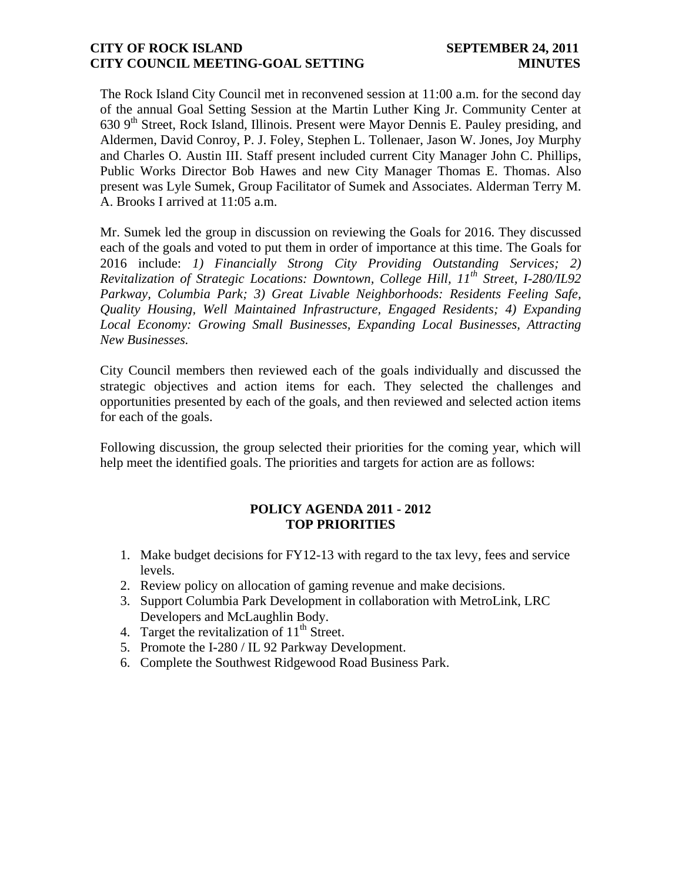**CITY OF ROCK ISLAND** **SEPTEMBER 24, 2011**
**CITY COUNCIL MEETING-GOAL SETTING** **MINUTES**

The Rock Island City Council met in reconvened session at 11:00 a.m. for the second day of the annual Goal Setting Session at the Martin Luther King Jr. Community Center at 630 9th Street, Rock Island, Illinois. Present were Mayor Dennis E. Pauley presiding, and Aldermen, David Conroy, P. J. Foley, Stephen L. Tollenaer, Jason W. Jones, Joy Murphy and Charles O. Austin III. Staff present included current City Manager John C. Phillips, Public Works Director Bob Hawes and new City Manager Thomas E. Thomas. Also present was Lyle Sumek, Group Facilitator of Sumek and Associates. Alderman Terry M. A. Brooks I arrived at 11:05 a.m.

Mr. Sumek led the group in discussion on reviewing the Goals for 2016. They discussed each of the goals and voted to put them in order of importance at this time. The Goals for 2016 include: *1) Financially Strong City Providing Outstanding Services; 2) Revitalization of Strategic Locations: Downtown, College Hill, 11th Street, I-280/IL92 Parkway, Columbia Park; 3) Great Livable Neighborhoods: Residents Feeling Safe, Quality Housing, Well Maintained Infrastructure, Engaged Residents; 4) Expanding Local Economy: Growing Small Businesses, Expanding Local Businesses, Attracting New Businesses.*

City Council members then reviewed each of the goals individually and discussed the strategic objectives and action items for each. They selected the challenges and opportunities presented by each of the goals, and then reviewed and selected action items for each of the goals.

Following discussion, the group selected their priorities for the coming year, which will help meet the identified goals. The priorities and targets for action are as follows:

## POLICY AGENDA 2011 - 2012
## TOP PRIORITIES

1. Make budget decisions for FY12-13 with regard to the tax levy, fees and service levels.
2. Review policy on allocation of gaming revenue and make decisions.
3. Support Columbia Park Development in collaboration with MetroLink, LRC Developers and McLaughlin Body.
4. Target the revitalization of 11th Street.
5. Promote the I-280 / IL 92 Parkway Development.
6. Complete the Southwest Ridgewood Road Business Park.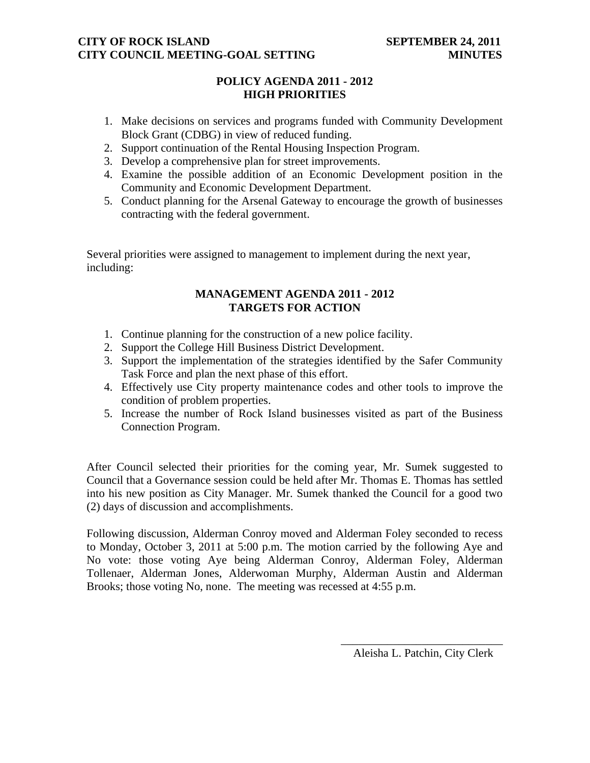## POLICY AGENDA 2011 - 2012
## HIGH PRIORITIES

1. Make decisions on services and programs funded with Community Development Block Grant (CDBG) in view of reduced funding.
2. Support continuation of the Rental Housing Inspection Program.
3. Develop a comprehensive plan for street improvements.
4. Examine the possible addition of an Economic Development position in the Community and Economic Development Department.
5. Conduct planning for the Arsenal Gateway to encourage the growth of businesses contracting with the federal government.

Several priorities were assigned to management to implement during the next year, including:

## MANAGEMENT AGENDA 2011 - 2012
## TARGETS FOR ACTION

1. Continue planning for the construction of a new police facility.
2. Support the College Hill Business District Development.
3. Support the implementation of the strategies identified by the Safer Community Task Force and plan the next phase of this effort.
4. Effectively use City property maintenance codes and other tools to improve the condition of problem properties.
5. Increase the number of Rock Island businesses visited as part of the Business Connection Program.

After Council selected their priorities for the coming year, Mr. Sumek suggested to Council that a Governance session could be held after Mr. Thomas E. Thomas has settled into his new position as City Manager. Mr. Sumek thanked the Council for a good two (2) days of discussion and accomplishments.

Following discussion, Alderman Conroy moved and Alderman Foley seconded to recess to Monday, October 3, 2011 at 5:00 p.m. The motion carried by the following Aye and No vote: those voting Aye being Alderman Conroy, Alderman Foley, Alderman Tollenaer, Alderman Jones, Alderwoman Murphy, Alderman Austin and Alderman Brooks; those voting No, none. The meeting was recessed at 4:55 p.m.

\_\_\_\_\_\_\_\_\_\_\_\_\_\_\_\_\_\_\_\_\_\_\_\_\_\_\_\_\_\_

Aleisha L. Patchin, City Clerk